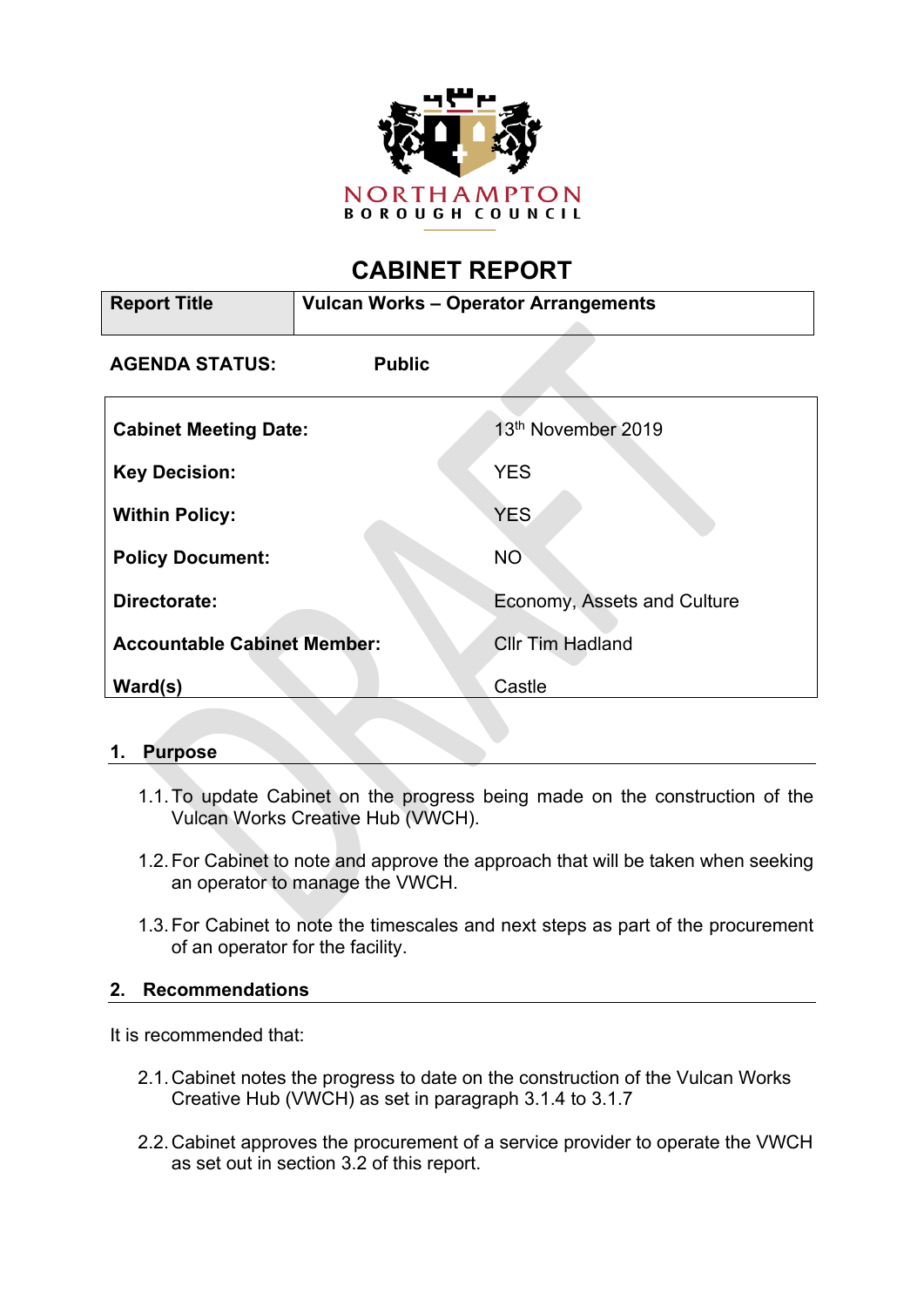NORTHAMPTON BOROUGH COUNCIL

# CABINET REPORT

| Report Title | Vulcan Works – Operator Arrangements |
|---|---|

**AGENDA STATUS:** **Public**

| | |
|---|---|
| **Cabinet Meeting Date:** | 13th November 2019 |
| **Key Decision:** | YES |
| **Within Policy:** | YES |
| **Policy Document:** | NO |
| **Directorate:** | Economy, Assets and Culture |
| **Accountable Cabinet Member:** | Cllr Tim Hadland |
| **Ward(s)** | Castle |

## 1. Purpose

1.1. To update Cabinet on the progress being made on the construction of the Vulcan Works Creative Hub (VWCH).

1.2. For Cabinet to note and approve the approach that will be taken when seeking an operator to manage the VWCH.

1.3. For Cabinet to note the timescales and next steps as part of the procurement of an operator for the facility.

## 2. Recommendations

It is recommended that:

2.1. Cabinet notes the progress to date on the construction of the Vulcan Works Creative Hub (VWCH) as set in paragraph 3.1.4 to 3.1.7

2.2. Cabinet approves the procurement of a service provider to operate the VWCH as set out in section 3.2 of this report.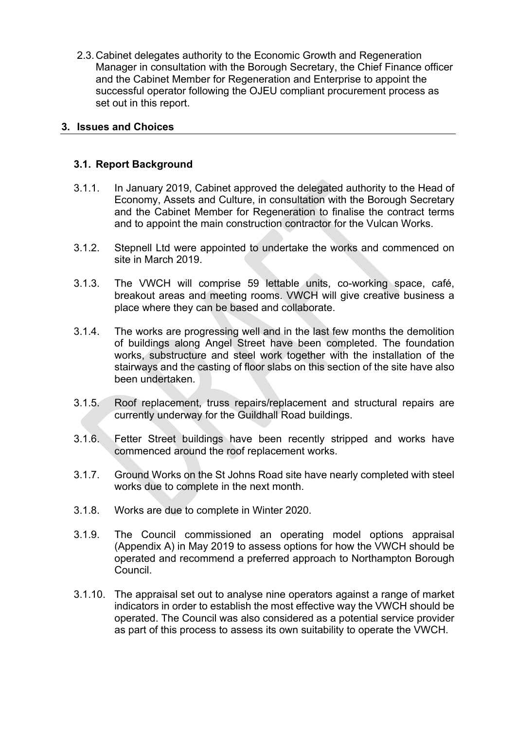2.3. Cabinet delegates authority to the Economic Growth and Regeneration Manager in consultation with the Borough Secretary, the Chief Finance officer and the Cabinet Member for Regeneration and Enterprise to appoint the successful operator following the OJEU compliant procurement process as set out in this report.

## 3. Issues and Choices

### 3.1. Report Background

3.1.1. In January 2019, Cabinet approved the delegated authority to the Head of Economy, Assets and Culture, in consultation with the Borough Secretary and the Cabinet Member for Regeneration to finalise the contract terms and to appoint the main construction contractor for the Vulcan Works.

3.1.2. Stepnell Ltd were appointed to undertake the works and commenced on site in March 2019.

3.1.3. The VWCH will comprise 59 lettable units, co-working space, café, breakout areas and meeting rooms. VWCH will give creative business a place where they can be based and collaborate.

3.1.4. The works are progressing well and in the last few months the demolition of buildings along Angel Street have been completed. The foundation works, substructure and steel work together with the installation of the stairways and the casting of floor slabs on this section of the site have also been undertaken.

3.1.5. Roof replacement, truss repairs/replacement and structural repairs are currently underway for the Guildhall Road buildings.

3.1.6. Fetter Street buildings have been recently stripped and works have commenced around the roof replacement works.

3.1.7. Ground Works on the St Johns Road site have nearly completed with steel works due to complete in the next month.

3.1.8. Works are due to complete in Winter 2020.

3.1.9. The Council commissioned an operating model options appraisal (Appendix A) in May 2019 to assess options for how the VWCH should be operated and recommend a preferred approach to Northampton Borough Council.

3.1.10. The appraisal set out to analyse nine operators against a range of market indicators in order to establish the most effective way the VWCH should be operated. The Council was also considered as a potential service provider as part of this process to assess its own suitability to operate the VWCH.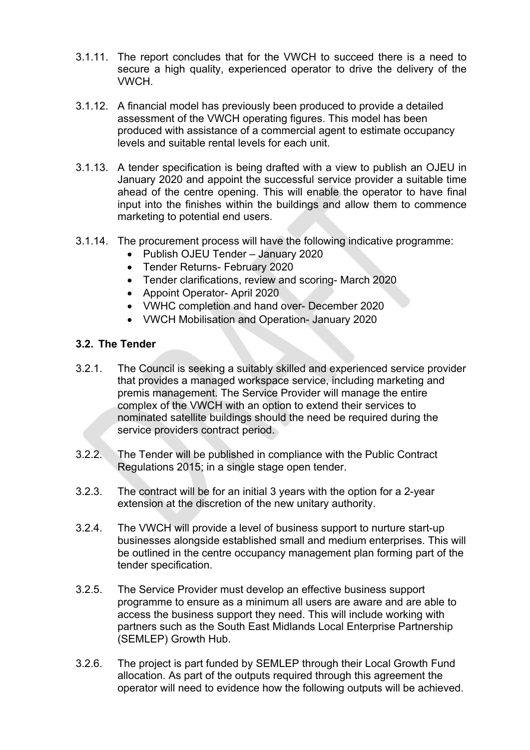3.1.11. The report concludes that for the VWCH to succeed there is a need to secure a high quality, experienced operator to drive the delivery of the VWCH.

3.1.12. A financial model has previously been produced to provide a detailed assessment of the VWCH operating figures. This model has been produced with assistance of a commercial agent to estimate occupancy levels and suitable rental levels for each unit.

3.1.13. A tender specification is being drafted with a view to publish an OJEU in January 2020 and appoint the successful service provider a suitable time ahead of the centre opening. This will enable the operator to have final input into the finishes within the buildings and allow them to commence marketing to potential end users.

3.1.14. The procurement process will have the following indicative programme:

- Publish OJEU Tender – January 2020
- Tender Returns- February 2020
- Tender clarifications, review and scoring- March 2020
- Appoint Operator- April 2020
- VWHC completion and hand over- December 2020
- VWCH Mobilisation and Operation- January 2020

### 3.2. The Tender

3.2.1. The Council is seeking a suitably skilled and experienced service provider that provides a managed workspace service, including marketing and premis management. The Service Provider will manage the entire complex of the VWCH with an option to extend their services to nominated satellite buildings should the need be required during the service providers contract period.

3.2.2. The Tender will be published in compliance with the Public Contract Regulations 2015; in a single stage open tender.

3.2.3. The contract will be for an initial 3 years with the option for a 2-year extension at the discretion of the new unitary authority.

3.2.4. The VWCH will provide a level of business support to nurture start-up businesses alongside established small and medium enterprises. This will be outlined in the centre occupancy management plan forming part of the tender specification.

3.2.5. The Service Provider must develop an effective business support programme to ensure as a minimum all users are aware and are able to access the business support they need. This will include working with partners such as the South East Midlands Local Enterprise Partnership (SEMLEP) Growth Hub.

3.2.6. The project is part funded by SEMLEP through their Local Growth Fund allocation. As part of the outputs required through this agreement the operator will need to evidence how the following outputs will be achieved.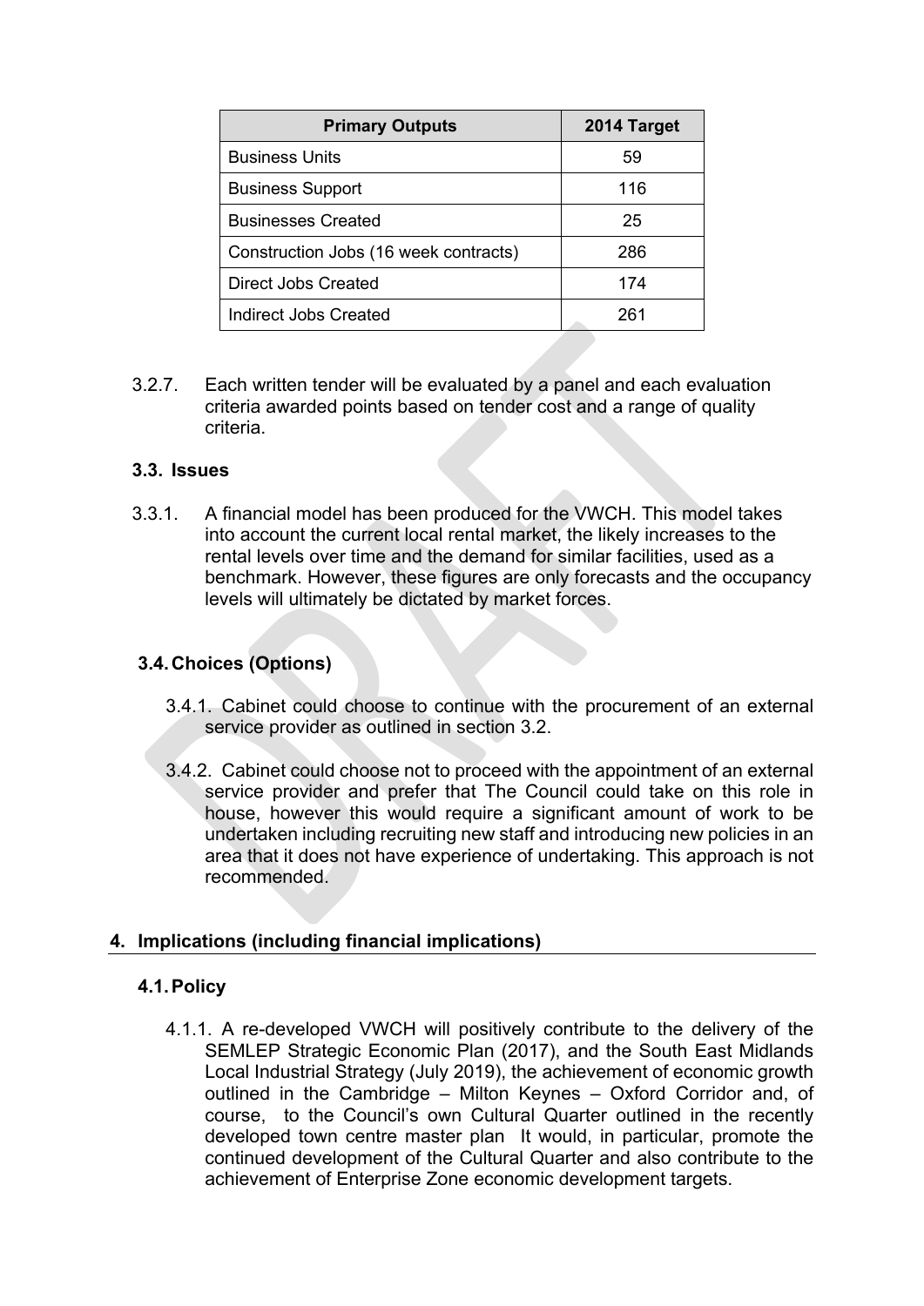| Primary Outputs | 2014 Target |
| --- | --- |
| Business Units | 59 |
| Business Support | 116 |
| Businesses Created | 25 |
| Construction Jobs (16 week contracts) | 286 |
| Direct Jobs Created | 174 |
| Indirect Jobs Created | 261 |

3.2.7. Each written tender will be evaluated by a panel and each evaluation criteria awarded points based on tender cost and a range of quality criteria.

### 3.3. Issues

3.3.1. A financial model has been produced for the VWCH. This model takes into account the current local rental market, the likely increases to the rental levels over time and the demand for similar facilities, used as a benchmark. However, these figures are only forecasts and the occupancy levels will ultimately be dictated by market forces.

### 3.4. Choices (Options)

3.4.1. Cabinet could choose to continue with the procurement of an external service provider as outlined in section 3.2.

3.4.2. Cabinet could choose not to proceed with the appointment of an external service provider and prefer that The Council could take on this role in house, however this would require a significant amount of work to be undertaken including recruiting new staff and introducing new policies in an area that it does not have experience of undertaking. This approach is not recommended.

## 4. Implications (including financial implications)

### 4.1. Policy

4.1.1. A re-developed VWCH will positively contribute to the delivery of the SEMLEP Strategic Economic Plan (2017), and the South East Midlands Local Industrial Strategy (July 2019), the achievement of economic growth outlined in the Cambridge – Milton Keynes – Oxford Corridor and, of course, to the Council's own Cultural Quarter outlined in the recently developed town centre master plan It would, in particular, promote the continued development of the Cultural Quarter and also contribute to the achievement of Enterprise Zone economic development targets.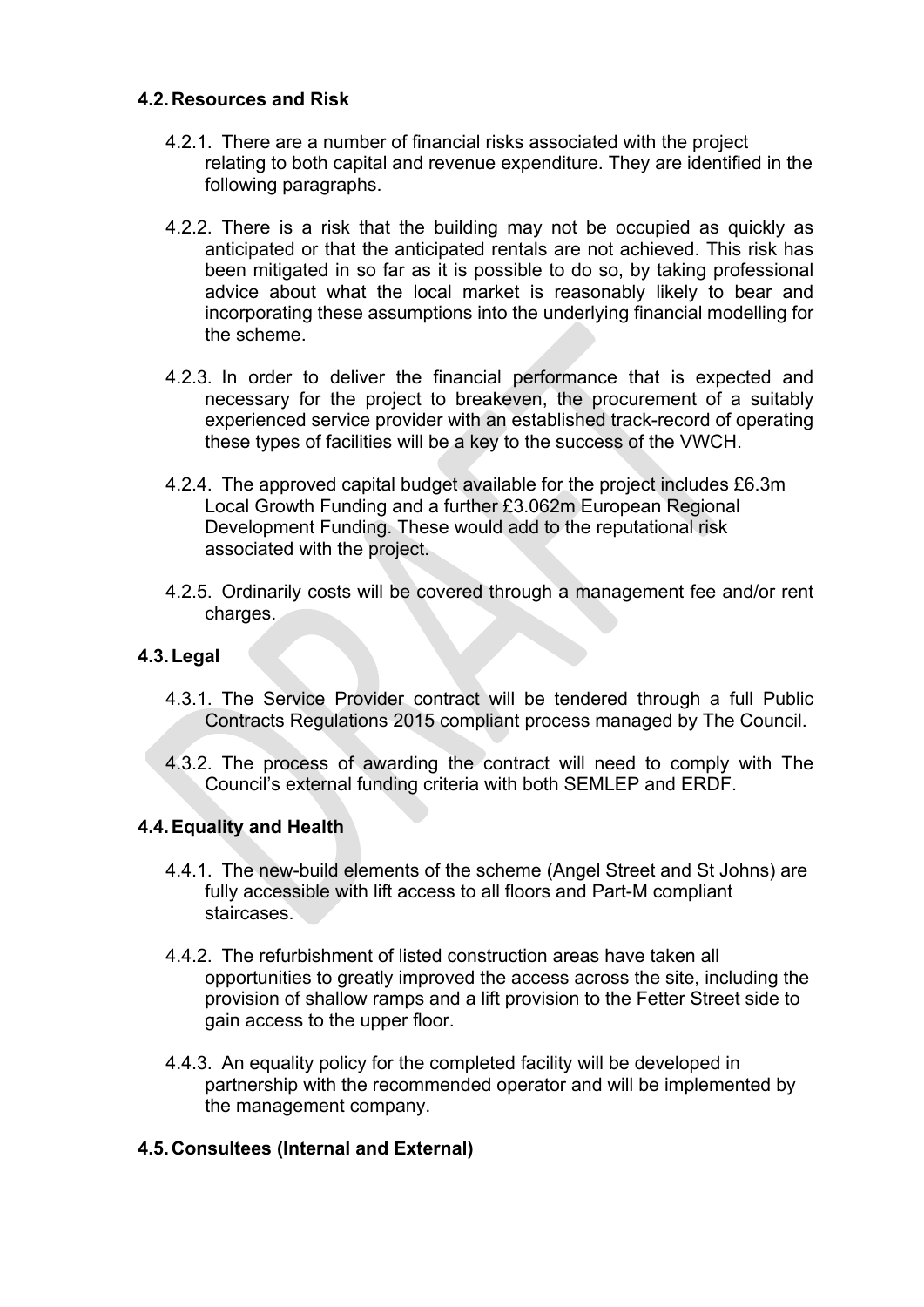### 4.2. Resources and Risk

4.2.1. There are a number of financial risks associated with the project relating to both capital and revenue expenditure. They are identified in the following paragraphs.

4.2.2. There is a risk that the building may not be occupied as quickly as anticipated or that the anticipated rentals are not achieved. This risk has been mitigated in so far as it is possible to do so, by taking professional advice about what the local market is reasonably likely to bear and incorporating these assumptions into the underlying financial modelling for the scheme.

4.2.3. In order to deliver the financial performance that is expected and necessary for the project to breakeven, the procurement of a suitably experienced service provider with an established track-record of operating these types of facilities will be a key to the success of the VWCH.

4.2.4. The approved capital budget available for the project includes £6.3m Local Growth Funding and a further £3.062m European Regional Development Funding. These would add to the reputational risk associated with the project.

4.2.5. Ordinarily costs will be covered through a management fee and/or rent charges.

### 4.3. Legal

4.3.1. The Service Provider contract will be tendered through a full Public Contracts Regulations 2015 compliant process managed by The Council.

4.3.2. The process of awarding the contract will need to comply with The Council's external funding criteria with both SEMLEP and ERDF.

### 4.4. Equality and Health

4.4.1. The new-build elements of the scheme (Angel Street and St Johns) are fully accessible with lift access to all floors and Part-M compliant staircases.

4.4.2. The refurbishment of listed construction areas have taken all opportunities to greatly improved the access across the site, including the provision of shallow ramps and a lift provision to the Fetter Street side to gain access to the upper floor.

4.4.3. An equality policy for the completed facility will be developed in partnership with the recommended operator and will be implemented by the management company.

### 4.5. Consultees (Internal and External)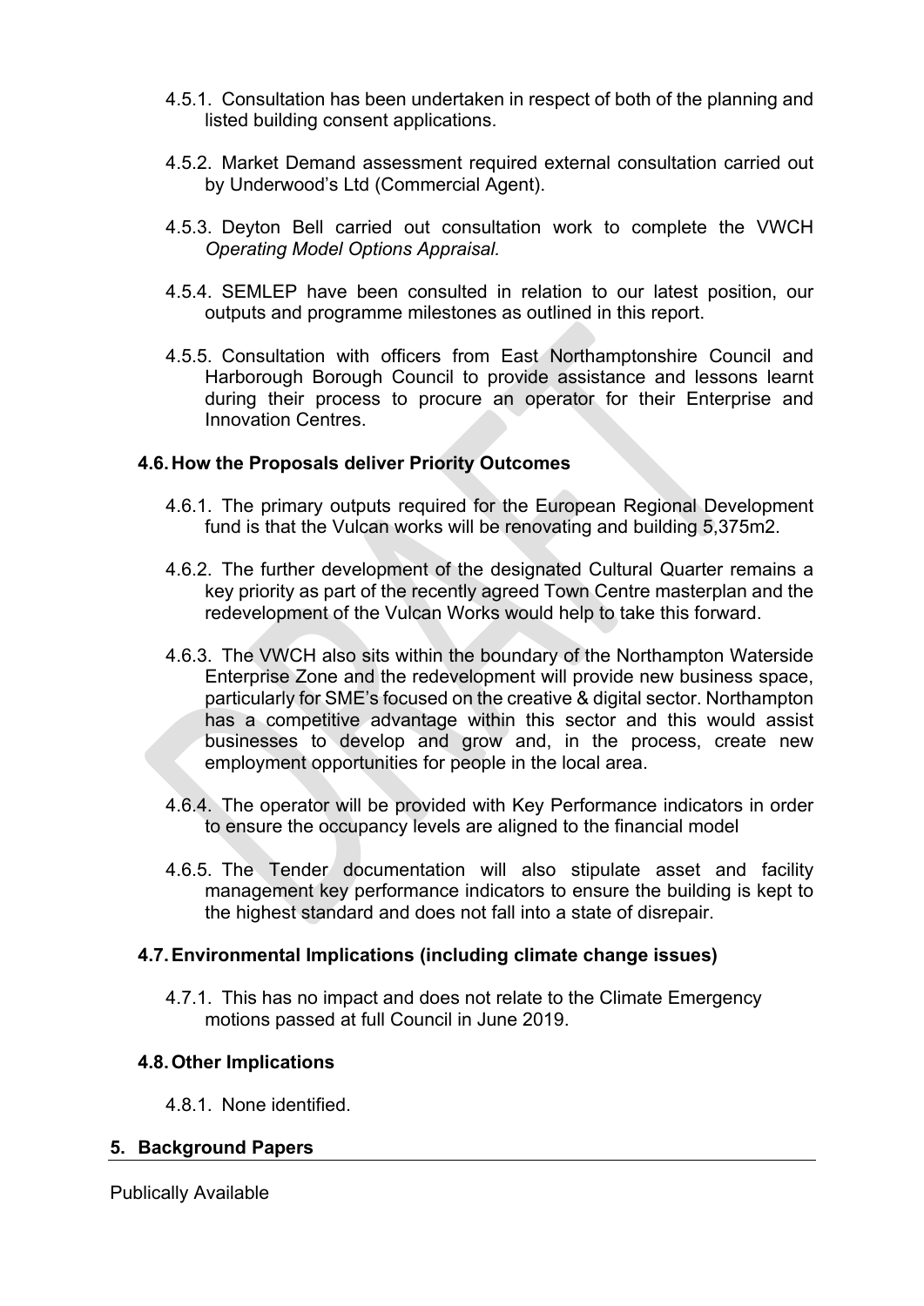4.5.1. Consultation has been undertaken in respect of both of the planning and listed building consent applications.

4.5.2. Market Demand assessment required external consultation carried out by Underwood's Ltd (Commercial Agent).

4.5.3. Deyton Bell carried out consultation work to complete the VWCH *Operating Model Options Appraisal.*

4.5.4. SEMLEP have been consulted in relation to our latest position, our outputs and programme milestones as outlined in this report.

4.5.5. Consultation with officers from East Northamptonshire Council and Harborough Borough Council to provide assistance and lessons learnt during their process to procure an operator for their Enterprise and Innovation Centres.

### 4.6. How the Proposals deliver Priority Outcomes

4.6.1. The primary outputs required for the European Regional Development fund is that the Vulcan works will be renovating and building 5,375m2.

4.6.2. The further development of the designated Cultural Quarter remains a key priority as part of the recently agreed Town Centre masterplan and the redevelopment of the Vulcan Works would help to take this forward.

4.6.3. The VWCH also sits within the boundary of the Northampton Waterside Enterprise Zone and the redevelopment will provide new business space, particularly for SME's focused on the creative & digital sector. Northampton has a competitive advantage within this sector and this would assist businesses to develop and grow and, in the process, create new employment opportunities for people in the local area.

4.6.4. The operator will be provided with Key Performance indicators in order to ensure the occupancy levels are aligned to the financial model

4.6.5. The Tender documentation will also stipulate asset and facility management key performance indicators to ensure the building is kept to the highest standard and does not fall into a state of disrepair.

### 4.7. Environmental Implications (including climate change issues)

4.7.1. This has no impact and does not relate to the Climate Emergency motions passed at full Council in June 2019.

### 4.8. Other Implications

4.8.1. None identified.

## 5. Background Papers

Publically Available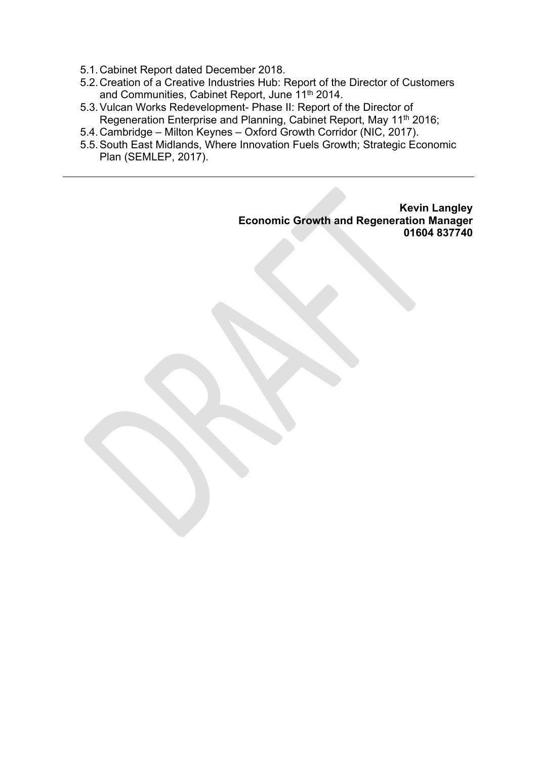5.1. Cabinet Report dated December 2018.
5.2. Creation of a Creative Industries Hub: Report of the Director of Customers and Communities, Cabinet Report, June 11th 2014.
5.3. Vulcan Works Redevelopment- Phase II: Report of the Director of Regeneration Enterprise and Planning, Cabinet Report, May 11th 2016;
5.4. Cambridge – Milton Keynes – Oxford Growth Corridor (NIC, 2017).
5.5. South East Midlands, Where Innovation Fuels Growth; Strategic Economic Plan (SEMLEP, 2017).

---

**Kevin Langley**
**Economic Growth and Regeneration Manager**
**01604 837740**